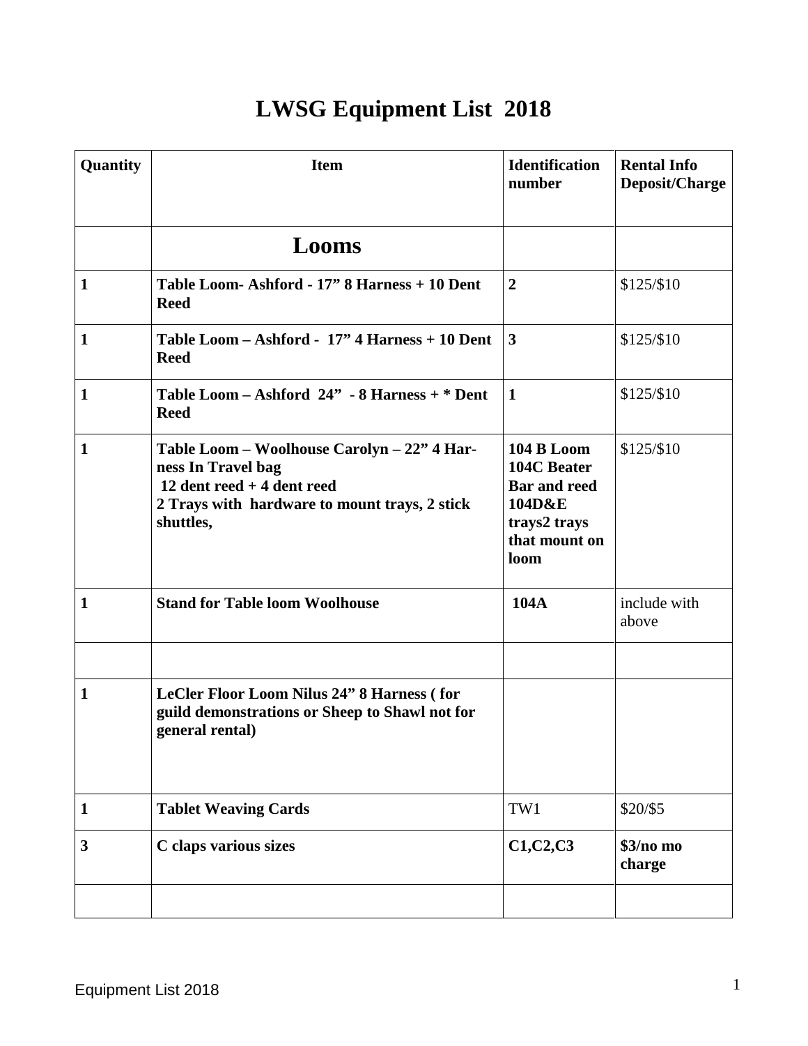# LWSG Equipment List 2018

| Quantity | Item | Identification number | Rental Info Deposit/Charge |
|---|---|---|---|
| | **Looms** | | |
| **1** | **Table Loom- Ashford - 17" 8 Harness + 10 Dent Reed** | **2** | $125/$10 |
| **1** | **Table Loom – Ashford - 17" 4 Harness + 10 Dent Reed** | **3** | $125/$10 |
| **1** | **Table Loom – Ashford 24" - 8 Harness + * Dent Reed** | **1** | $125/$10 |
| **1** | **Table Loom – Woolhouse Carolyn – 22" 4 Harness In Travel bag 12 dent reed + 4 dent reed 2 Trays with hardware to mount trays, 2 stick shuttles,** | **104 B Loom 104C Beater Bar and reed 104D&E trays2 trays that mount on loom** | $125/$10 |
| **1** | **Stand for Table loom Woolhouse** | **104A** | include with above |
| | | | |
| **1** | **LeCler Floor Loom Nilus 24" 8 Harness ( for guild demonstrations or Sheep to Shawl not for general rental)** | | |
| **1** | **Tablet Weaving Cards** | TW1 | $20/$5 |
| **3** | **C claps various sizes** | **C1,C2,C3** | **$3/no mo charge** |
| | | | |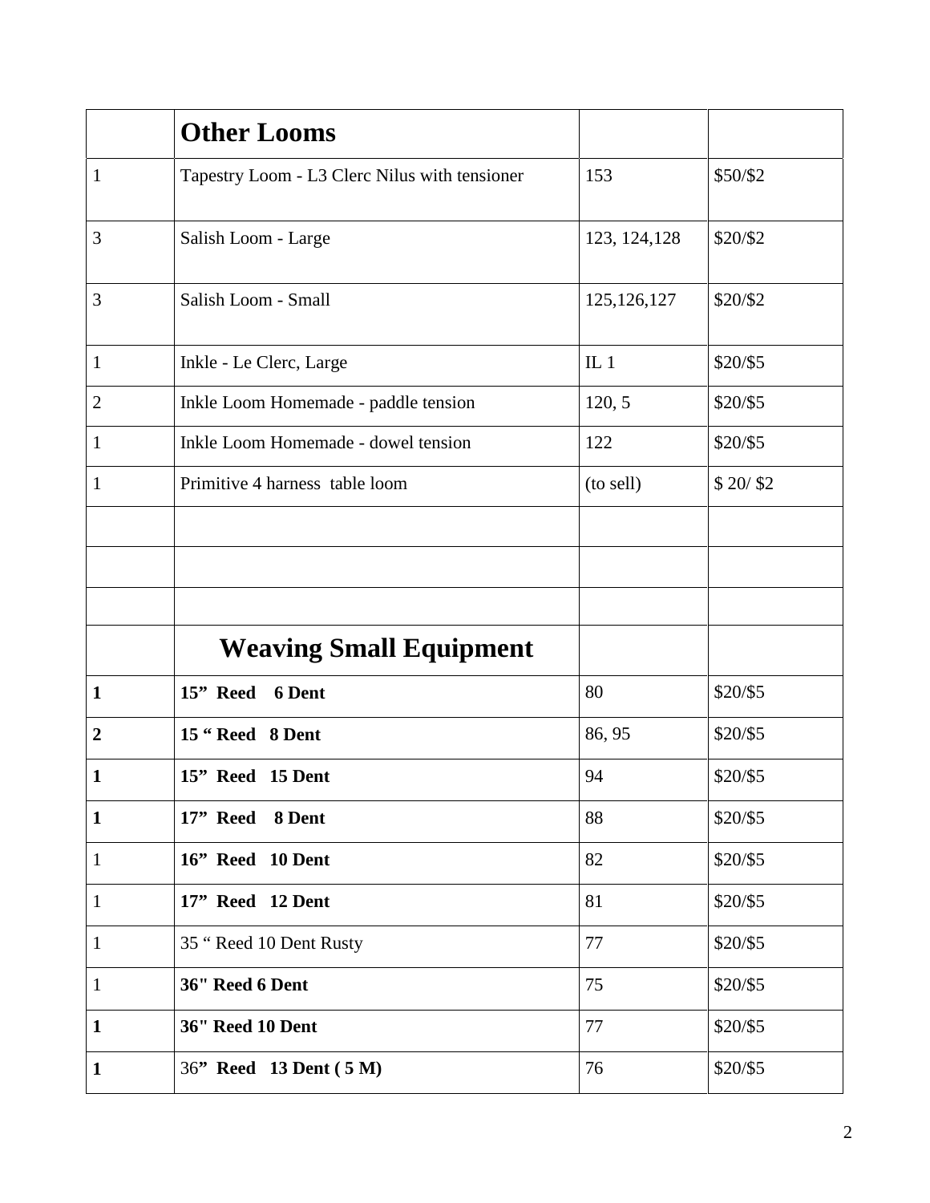| | **Other Looms** | | |
|---|---|---|---|
| 1 | Tapestry Loom - L3 Clerc Nilus with tensioner | 153 | $50/$2 |
| 3 | Salish Loom - Large | 123, 124,128 | $20/$2 |
| 3 | Salish Loom - Small | 125,126,127 | $20/$2 |
| 1 | Inkle - Le Clerc, Large | IL 1 | $20/$5 |
| 2 | Inkle Loom Homemade - paddle tension | 120, 5 | $20/$5 |
| 1 | Inkle Loom Homemade - dowel tension | 122 | $20/$5 |
| 1 | Primitive 4 harness table loom | (to sell) | $ 20/ $2 |
| | | | |
| | | | |
| | | | |
| | **Weaving Small Equipment** | | |
| **1** | **15" Reed 6 Dent** | 80 | $20/$5 |
| **2** | **15 " Reed 8 Dent** | 86, 95 | $20/$5 |
| **1** | **15" Reed 15 Dent** | 94 | $20/$5 |
| **1** | **17" Reed 8 Dent** | 88 | $20/$5 |
| 1 | **16" Reed 10 Dent** | 82 | $20/$5 |
| 1 | **17" Reed 12 Dent** | 81 | $20/$5 |
| 1 | 35 " Reed 10 Dent Rusty | 77 | $20/$5 |
| 1 | **36" Reed 6 Dent** | 75 | $20/$5 |
| **1** | **36" Reed 10 Dent** | 77 | $20/$5 |
| **1** | 36**" Reed 13 Dent ( 5 M)** | 76 | $20/$5 |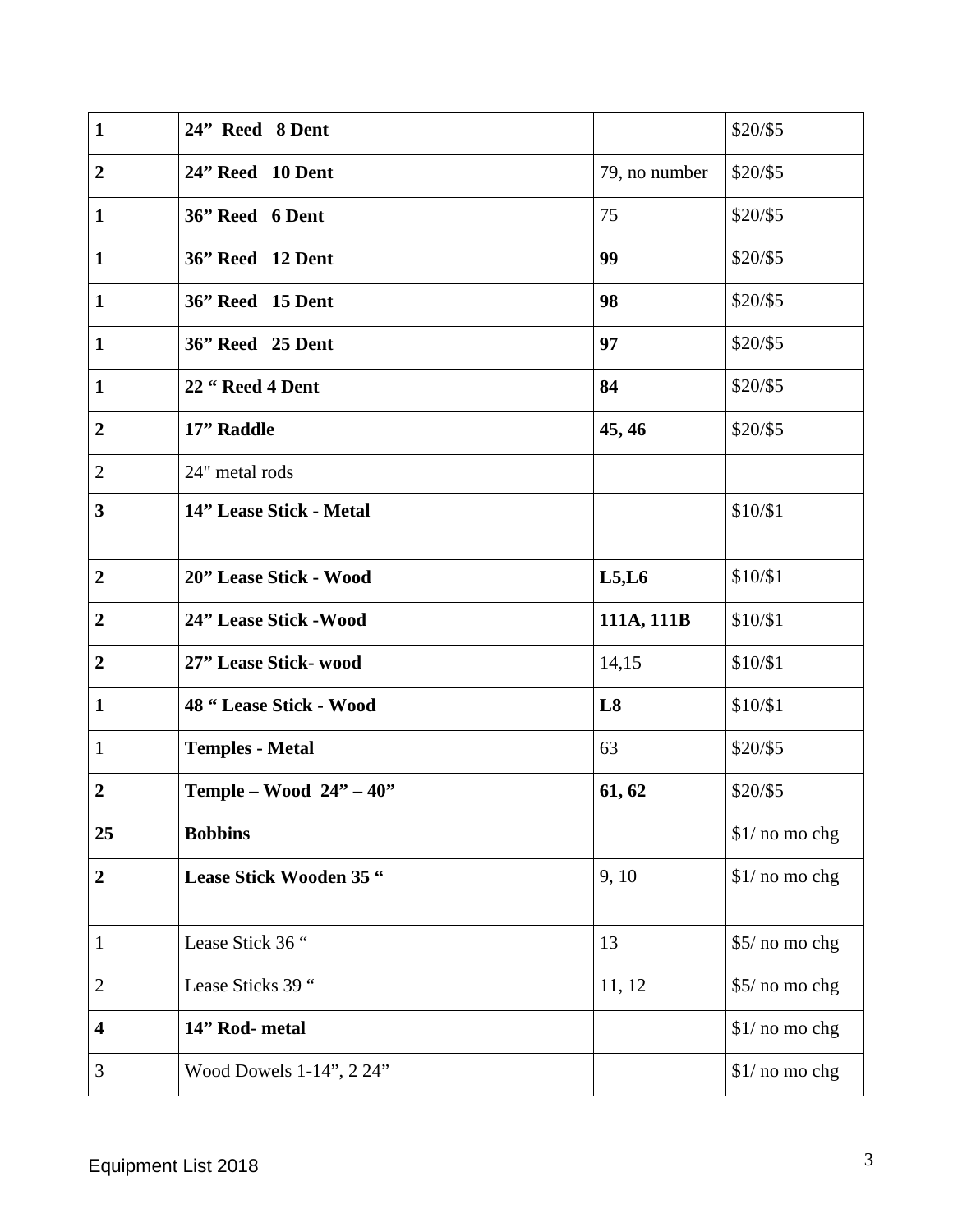| | | | |
|---|---|---|---|
| **1** | **24” Reed 8 Dent** | | $20/$5 |
| **2** | **24” Reed 10 Dent** | 79, no number | $20/$5 |
| **1** | **36” Reed 6 Dent** | 75 | $20/$5 |
| **1** | **36” Reed 12 Dent** | **99** | $20/$5 |
| **1** | **36” Reed 15 Dent** | **98** | $20/$5 |
| **1** | **36” Reed 25 Dent** | **97** | $20/$5 |
| **1** | **22 “ Reed 4 Dent** | **84** | $20/$5 |
| **2** | **17” Raddle** | **45, 46** | $20/$5 |
| 2 | 24" metal rods | | |
| **3** | **14” Lease Stick - Metal** | | $10/$1 |
| **2** | **20” Lease Stick - Wood** | **L5,L6** | $10/$1 |
| **2** | **24” Lease Stick -Wood** | **111A, 111B** | $10/$1 |
| **2** | **27” Lease Stick- wood** | 14,15 | $10/$1 |
| **1** | **48 “ Lease Stick - Wood** | **L8** | $10/$1 |
| 1 | **Temples - Metal** | 63 | $20/$5 |
| **2** | **Temple – Wood 24” – 40”** | **61, 62** | $20/$5 |
| **25** | **Bobbins** | | $1/ no mo chg |
| **2** | **Lease Stick Wooden 35 “** | 9, 10 | $1/ no mo chg |
| 1 | Lease Stick 36 “ | 13 | $5/ no mo chg |
| 2 | Lease Sticks 39 “ | 11, 12 | $5/ no mo chg |
| **4** | **14” Rod- metal** | | $1/ no mo chg |
| 3 | Wood Dowels 1-14”, 2 24” | | $1/ no mo chg |

Equipment List 2018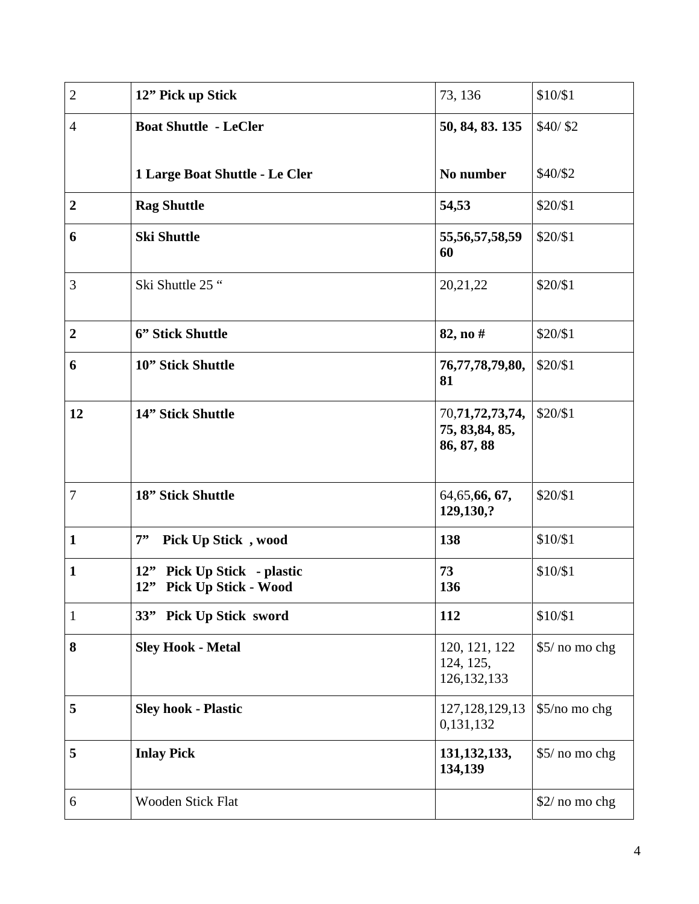| | | | |
|---|---|---|---|
| 2 | **12” Pick up Stick** | 73, 136 | $10/$1 |
| 4 | **Boat Shuttle - LeCler**<br><br>**1 Large Boat Shuttle - Le Cler** | **50, 84, 83. 135**<br><br>**No number** | $40/ $2<br><br>$40/$2 |
| **2** | **Rag Shuttle** | **54,53** | $20/$1 |
| **6** | **Ski Shuttle** | **55,56,57,58,59 60** | $20/$1 |
| 3 | Ski Shuttle 25 “ | 20,21,22 | $20/$1 |
| **2** | **6” Stick Shuttle** | **82, no #** | $20/$1 |
| **6** | **10” Stick Shuttle** | **76,77,78,79,80, 81** | $20/$1 |
| **12** | **14” Stick Shuttle** | 70,**71,72,73,74, 75, 83,84, 85, 86, 87, 88** | $20/$1 |
| 7 | **18” Stick Shuttle** | 64,65,**66, 67, 129,130,?** | $20/$1 |
| **1** | **7” Pick Up Stick , wood** | **138** | $10/$1 |
| **1** | **12” Pick Up Stick - plastic**<br>**12” Pick Up Stick - Wood** | **73**<br>**136** | $10/$1 |
| 1 | **33” Pick Up Stick sword** | **112** | $10/$1 |
| **8** | **Sley Hook - Metal** | 120, 121, 122 124, 125, 126,132,133 | $5/ no mo chg |
| **5** | **Sley hook - Plastic** | 127,128,129,130,131,132 | $5/no mo chg |
| **5** | **Inlay Pick** | **131,132,133, 134,139** | $5/ no mo chg |
| 6 | Wooden Stick Flat | | $2/ no mo chg |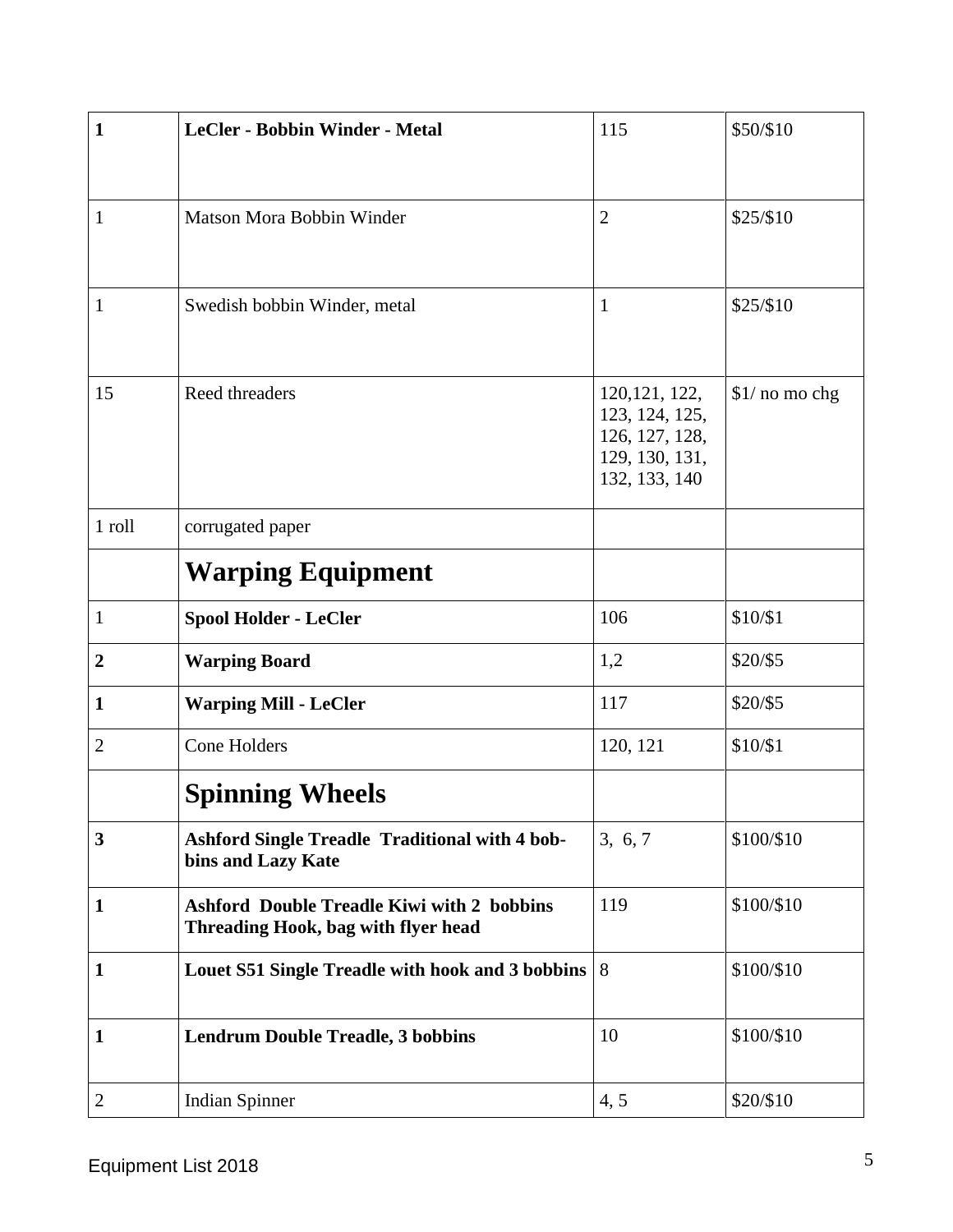| | | | |
|---|---|---|---|
| **1** | **LeCler - Bobbin Winder - Metal** | 115 | $50/$10 |
| 1 | Matson Mora Bobbin Winder | 2 | $25/$10 |
| 1 | Swedish bobbin Winder, metal | 1 | $25/$10 |
| 15 | Reed threaders | 120,121, 122, 123, 124, 125, 126, 127, 128, 129, 130, 131, 132, 133, 140 | $1/ no mo chg |
| 1 roll | corrugated paper | | |
| | **Warping Equipment** | | |
| 1 | **Spool Holder - LeCler** | 106 | $10/$1 |
| **2** | **Warping Board** | 1,2 | $20/$5 |
| **1** | **Warping Mill - LeCler** | 117 | $20/$5 |
| 2 | Cone Holders | 120, 121 | $10/$1 |
| | **Spinning Wheels** | | |
| **3** | **Ashford Single Treadle Traditional with 4 bobbins and Lazy Kate** | 3, 6, 7 | $100/$10 |
| **1** | **Ashford Double Treadle Kiwi with 2 bobbins Threading Hook, bag with flyer head** | 119 | $100/$10 |
| **1** | **Louet S51 Single Treadle with hook and 3 bobbins** | 8 | $100/$10 |
| **1** | **Lendrum Double Treadle, 3 bobbins** | 10 | $100/$10 |
| 2 | Indian Spinner | 4, 5 | $20/$10 |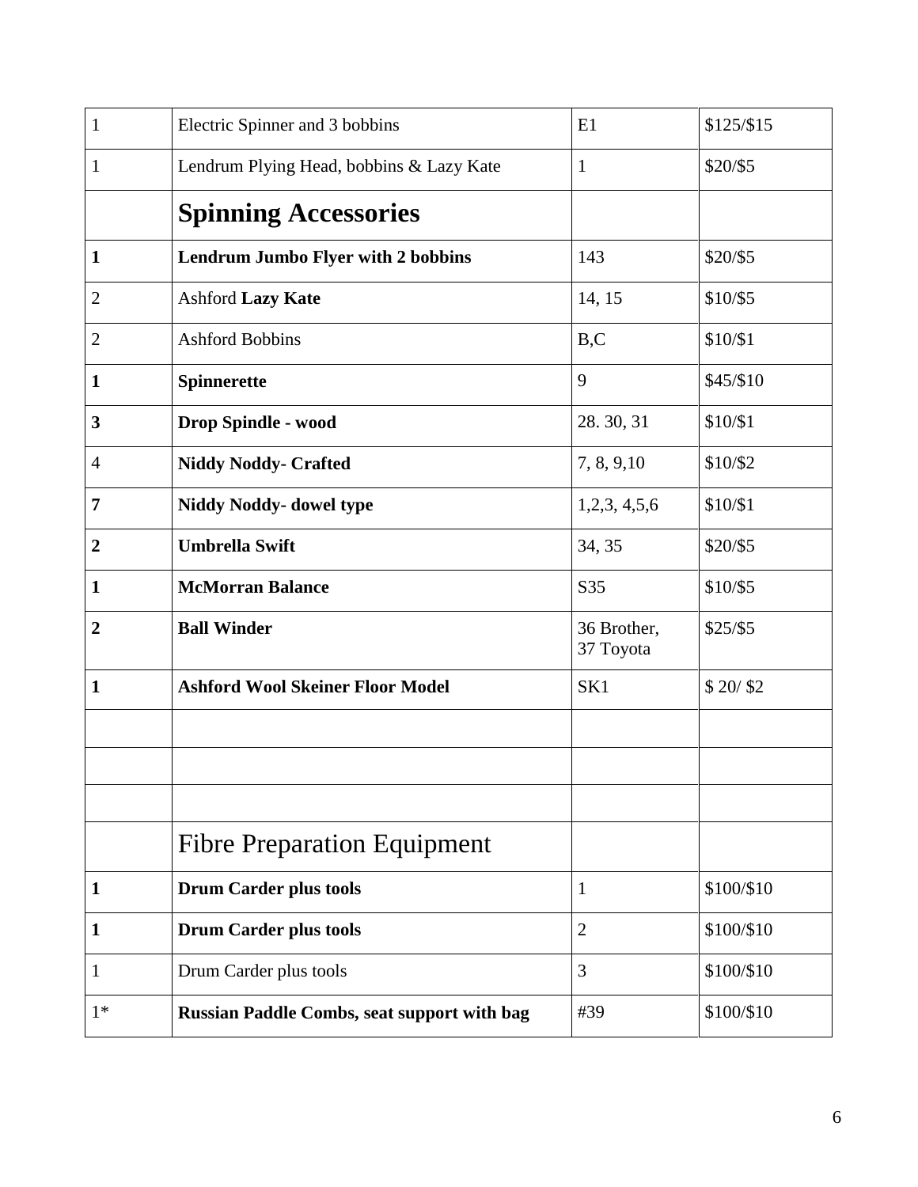| | | | |
|---|---|---|---|
| 1 | Electric Spinner and 3 bobbins | E1 | $125/$15 |
| 1 | Lendrum Plying Head, bobbins & Lazy Kate | 1 | $20/$5 |
| | **Spinning Accessories** | | |
| **1** | **Lendrum Jumbo Flyer with 2 bobbins** | 143 | $20/$5 |
| 2 | Ashford **Lazy Kate** | 14, 15 | $10/$5 |
| 2 | Ashford Bobbins | B,C | $10/$1 |
| **1** | **Spinnerette** | 9 | $45/$10 |
| **3** | **Drop Spindle - wood** | 28. 30, 31 | $10/$1 |
| 4 | **Niddy Noddy- Crafted** | 7, 8, 9,10 | $10/$2 |
| **7** | **Niddy Noddy- dowel type** | 1,2,3, 4,5,6 | $10/$1 |
| **2** | **Umbrella Swift** | 34, 35 | $20/$5 |
| **1** | **McMorran Balance** | S35 | $10/$5 |
| **2** | **Ball Winder** | 36 Brother, 37 Toyota | $25/$5 |
| **1** | **Ashford Wool Skeiner Floor Model** | SK1 | $ 20/ $2 |
| | | | |
| | | | |
| | | | |
| | Fibre Preparation Equipment | | |
| **1** | **Drum Carder plus tools** | 1 | $100/$10 |
| **1** | **Drum Carder plus tools** | 2 | $100/$10 |
| 1 | Drum Carder plus tools | 3 | $100/$10 |
| 1* | **Russian Paddle Combs, seat support with bag** | #39 | $100/$10 |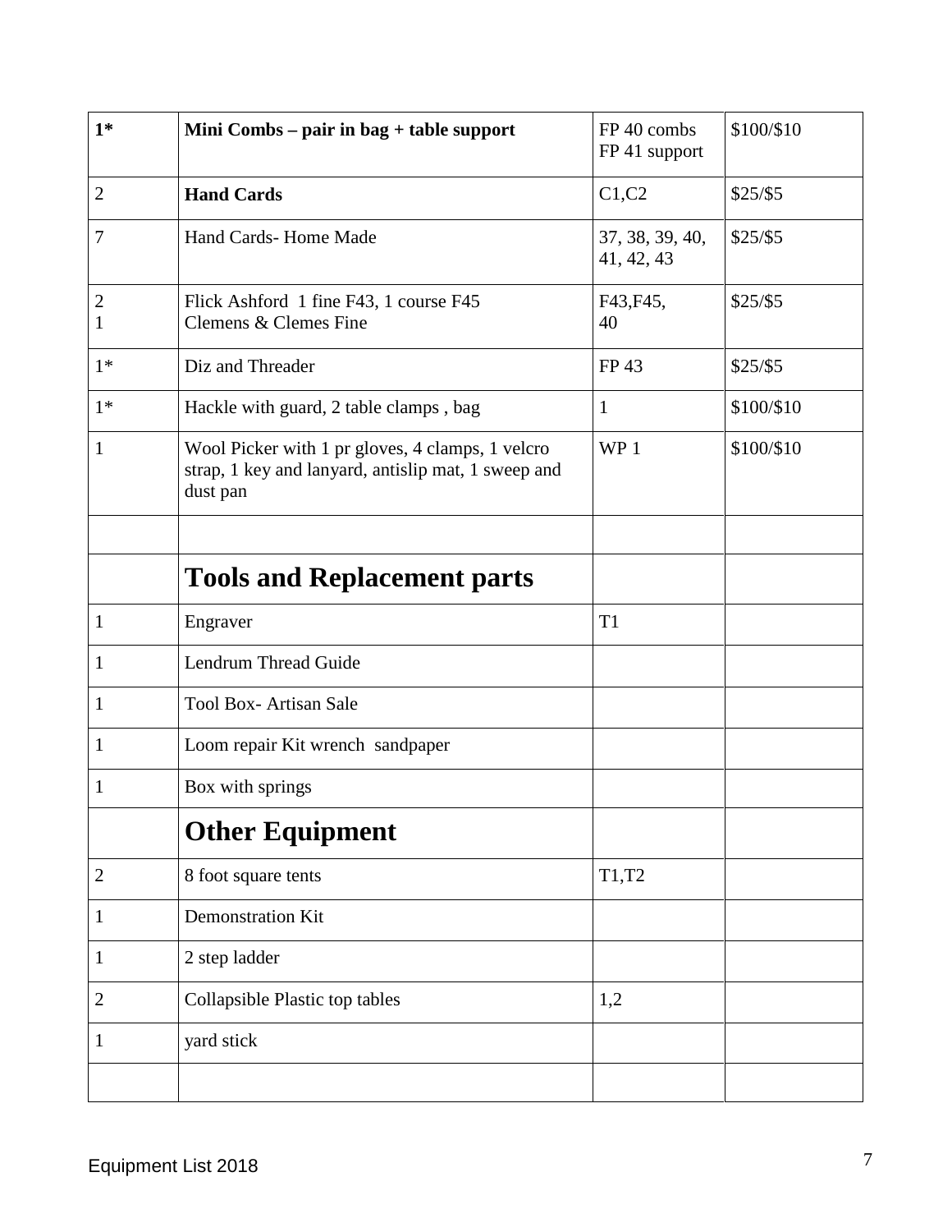| **1*** | **Mini Combs – pair in bag + table support** | FP 40 combs FP 41 support | $100/$10 |
|---|---|---|---|
| 2 | **Hand Cards** | C1,C2 | $25/$5 |
| 7 | Hand Cards- Home Made | 37, 38, 39, 40, 41, 42, 43 | $25/$5 |
| 2<br>1 | Flick Ashford 1 fine F43, 1 course F45<br>Clemens & Clemes Fine | F43,F45,<br>40 | $25/$5 |
| 1* | Diz and Threader | FP 43 | $25/$5 |
| 1* | Hackle with guard, 2 table clamps , bag | 1 | $100/$10 |
| 1 | Wool Picker with 1 pr gloves, 4 clamps, 1 velcro strap, 1 key and lanyard, antislip mat, 1 sweep and dust pan | WP 1 | $100/$10 |
| | | | |
| | **Tools and Replacement parts** | | |
| 1 | Engraver | T1 | |
| 1 | Lendrum Thread Guide | | |
| 1 | Tool Box- Artisan Sale | | |
| 1 | Loom repair Kit wrench sandpaper | | |
| 1 | Box with springs | | |
| | **Other Equipment** | | |
| 2 | 8 foot square tents | T1,T2 | |
| 1 | Demonstration Kit | | |
| 1 | 2 step ladder | | |
| 2 | Collapsible Plastic top tables | 1,2 | |
| 1 | yard stick | | |
| | | | |

Equipment List 2018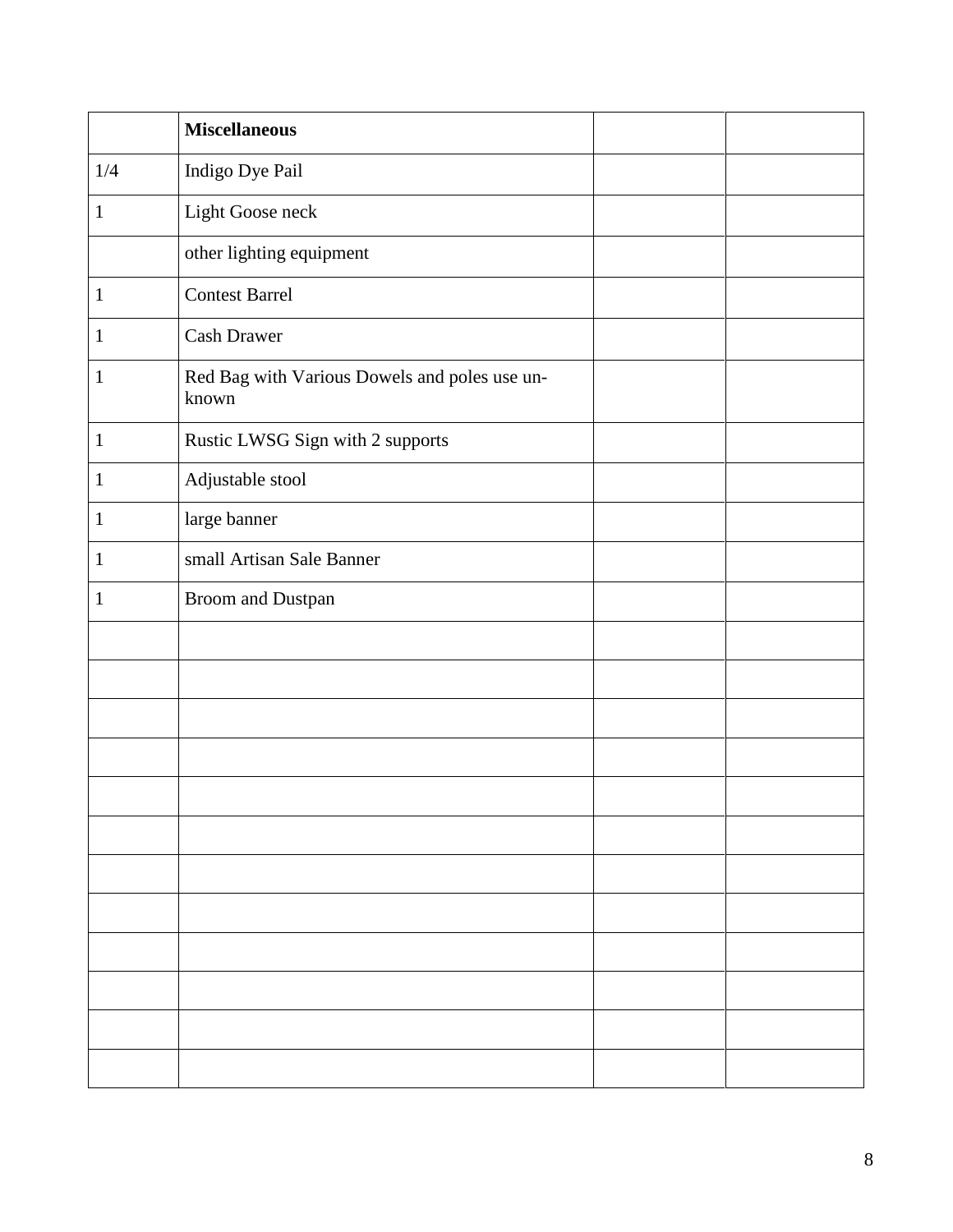| | | | |
|---|---|---|---|
| | **Miscellaneous** | | |
| 1/4 | Indigo Dye Pail | | |
| 1 | Light Goose neck | | |
| | other lighting equipment | | |
| 1 | Contest Barrel | | |
| 1 | Cash Drawer | | |
| 1 | Red Bag with Various Dowels and poles use un-known | | |
| 1 | Rustic LWSG Sign with 2 supports | | |
| 1 | Adjustable stool | | |
| 1 | large banner | | |
| 1 | small Artisan Sale Banner | | |
| 1 | Broom and Dustpan | | |
| | | | |
| | | | |
| | | | |
| | | | |
| | | | |
| | | | |
| | | | |
| | | | |
| | | | |
| | | | |
| | | | |
| | | | |